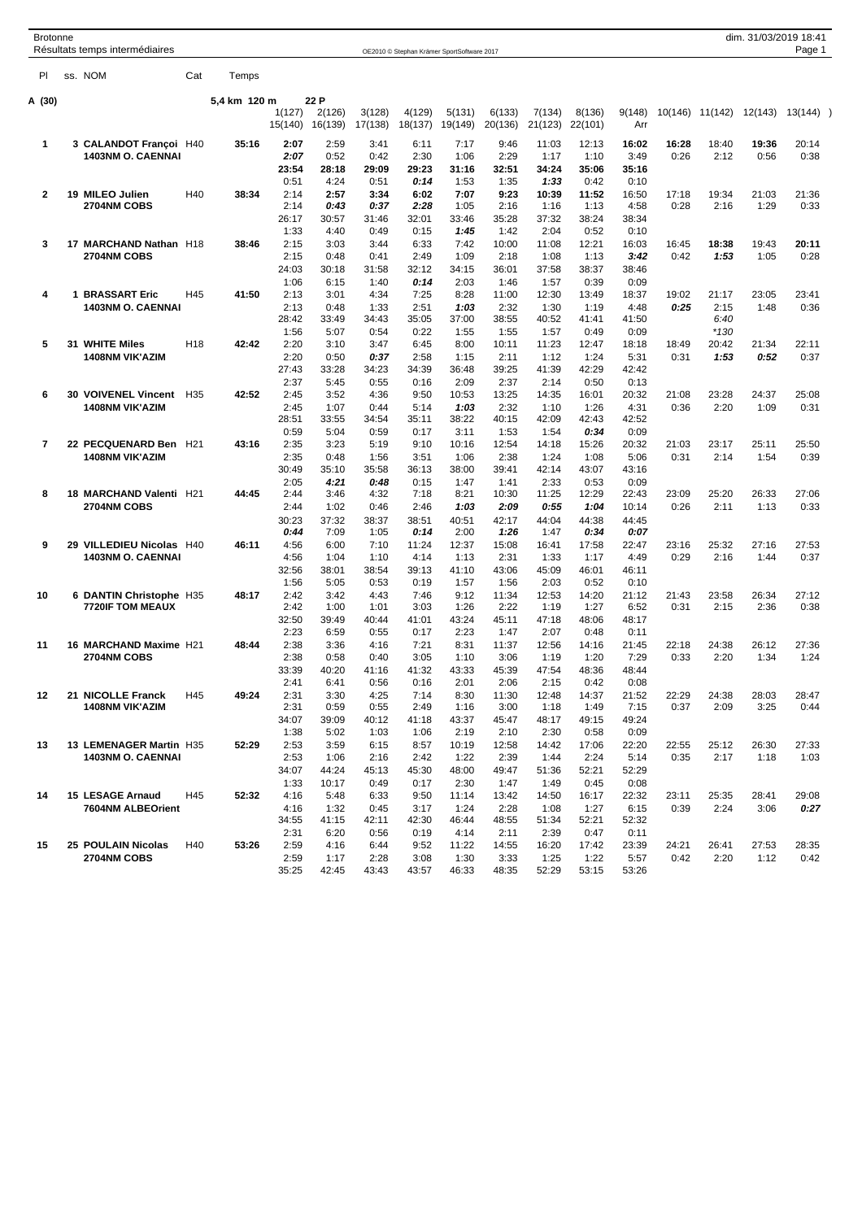Brotonne

Résultats temps intermédiaires

dim. 31/03/2019 18:41

OE2010 © Stephan Krämer SportSoftware 2017

| Pl | ss. NOM | Cat | Temps | | | | | | | | | | | | | |
|---|---|---|---|---|---|---|---|---|---|---|---|---|---|---|---|---|
| A (30) | | | 5,4 km 120 m | 22 P | | | | | | | | | | | | |
| | | | | 1(127) | 2(126) | 3(128) | 4(129) | 5(131) | 6(133) | 7(134) | 8(136) | 9(148) | 10(146) | 11(142) | 12(143) | 13(144) |
| | | | | 15(140) | 16(139) | 17(138) | 18(137) | 19(149) | 20(136) | 21(123) | 22(101) | Arr | | | | |
| 1 | 3 CALANDOT Françoi | H40 | 35:16 | **2:07** | 2:59 | 3:41 | 6:11 | 7:17 | 9:46 | 11:03 | 12:13 | **16:02** | **16:28** | 18:40 | **19:36** | 20:14 |
| | 1403NM O. CAENNAI | | | ***2:07*** | 0:52 | 0:42 | 2:30 | 1:06 | 2:29 | 1:17 | 1:10 | 3:49 | 0:26 | 2:12 | 0:56 | 0:38 |
| | | | | **23:54** | **28:18** | **29:09** | **29:23** | **31:16** | **32:51** | **34:24** | **35:06** | **35:16** | | | | |
| | | | | 0:51 | 4:24 | 0:51 | ***0:14*** | 1:53 | 1:35 | ***1:33*** | 0:42 | 0:10 | | | | |
| 2 | 19 MILEO Julien | H40 | 38:34 | 2:14 | **2:57** | **3:34** | **6:02** | **7:07** | **9:23** | **10:39** | **11:52** | 16:50 | 17:18 | 19:34 | 21:03 | 21:36 |
| | 2704NM COBS | | | 2:14 | ***0:43*** | ***0:37*** | ***2:28*** | 1:05 | 2:16 | 1:16 | 1:13 | 4:58 | 0:28 | 2:16 | 1:29 | 0:33 |
| | | | | 26:17 | 30:57 | 31:46 | 32:01 | 33:46 | 35:28 | 37:32 | 38:24 | 38:34 | | | | |
| | | | | 1:33 | 4:40 | 0:49 | 0:15 | ***1:45*** | 1:42 | 2:04 | 0:52 | 0:10 | | | | |
| 3 | 17 MARCHAND Nathan | H18 | 38:46 | 2:15 | 3:03 | 3:44 | 6:33 | 7:42 | 10:00 | 11:08 | 12:21 | 16:03 | 16:45 | **18:38** | 19:43 | **20:11** |
| | 2704NM COBS | | | 2:15 | 0:48 | 0:41 | 2:49 | 1:09 | 2:18 | 1:08 | 1:13 | ***3:42*** | 0:42 | ***1:53*** | 1:05 | 0:28 |
| | | | | 24:03 | 30:18 | 31:58 | 32:12 | 34:15 | 36:01 | 37:58 | 38:37 | 38:46 | | | | |
| | | | | 1:06 | 6:15 | 1:40 | ***0:14*** | 2:03 | 1:46 | 1:57 | 0:39 | 0:09 | | | | |
| 4 | 1 BRASSART Eric | H45 | 41:50 | 2:13 | 3:01 | 4:34 | 7:25 | 8:28 | 11:00 | 12:30 | 13:49 | 18:37 | 19:02 | 21:17 | 23:05 | 23:41 |
| | 1403NM O. CAENNAI | | | 2:13 | 0:48 | 1:33 | 2:51 | ***1:03*** | 2:32 | 1:30 | 1:19 | 4:48 | ***0:25*** | 2:15 | 1:48 | 0:36 |
| | | | | 28:42 | 33:49 | 34:43 | 35:05 | 37:00 | 38:55 | 40:52 | 41:41 | 41:50 | | | | |
| | | | | 1:56 | 5:07 | 0:54 | 0:22 | 1:55 | 1:55 | 1:57 | 0:49 | 0:09 | | | | |
| 5 | 31 WHITE Miles | H18 | 42:42 | 2:20 | 3:10 | 3:47 | 6:45 | 8:00 | 10:11 | 11:23 | 12:47 | 18:18 | 18:49 | 20:42 | 21:34 | 22:11 |
| | 1408NM VIK'AZIM | | | 2:20 | 0:50 | ***0:37*** | 2:58 | 1:15 | 2:11 | 1:12 | 1:24 | 5:31 | 0:31 | ***1:53*** | ***0:52*** | 0:37 |
| | | | | 27:43 | 33:28 | 34:23 | 34:39 | 36:48 | 39:25 | 41:39 | 42:29 | 42:42 | | 6:40 | | |
| | | | | 2:37 | 5:45 | 0:55 | 0:16 | 2:09 | 2:37 | 2:14 | 0:50 | 0:13 | | *130 | | |
| 6 | 30 VOIVENEL Vincent | H35 | 42:52 | 2:45 | 3:52 | 4:36 | 9:50 | 10:53 | 13:25 | 14:35 | 16:01 | 20:32 | 21:08 | 23:28 | 24:37 | 25:08 |
| | 1408NM VIK'AZIM | | | 2:45 | 1:07 | 0:44 | 5:14 | ***1:03*** | 2:32 | 1:10 | 1:26 | 4:31 | 0:36 | 2:20 | 1:09 | 0:31 |
| | | | | 28:51 | 33:55 | 34:54 | 35:11 | 38:22 | 40:15 | 42:09 | 42:43 | 42:52 | | | | |
| | | | | 0:59 | 5:04 | 0:59 | 0:17 | 3:11 | 1:53 | 1:54 | ***0:34*** | 0:09 | | | | |
| 7 | 22 PECQUENARD Ben | H21 | 43:16 | 2:35 | 3:23 | 5:19 | 9:10 | 10:16 | 12:54 | 14:18 | 15:26 | 20:32 | 21:03 | 23:17 | 25:11 | 25:50 |
| | 1408NM VIK'AZIM | | | 2:35 | 0:48 | 1:56 | 3:51 | 1:06 | 2:38 | 1:24 | 1:08 | 5:06 | 0:31 | 2:14 | 1:54 | 0:39 |
| | | | | 30:49 | 35:10 | 35:58 | 36:13 | 38:00 | 39:41 | 42:14 | 43:07 | 43:16 | | | | |
| | | | | 2:05 | ***4:21*** | ***0:48*** | 0:15 | 1:47 | 1:41 | 2:33 | 0:53 | 0:09 | | | | |
| 8 | 18 MARCHAND Valenti | H21 | 44:45 | 2:44 | 3:46 | 4:32 | 7:18 | 8:21 | 10:30 | 11:25 | 12:29 | 22:43 | 23:09 | 25:20 | 26:33 | 27:06 |
| | 2704NM COBS | | | 2:44 | 1:02 | 0:46 | 2:46 | ***1:03*** | ***2:09*** | ***0:55*** | ***1:04*** | 10:14 | 0:26 | 2:11 | 1:13 | 0:33 |
| | | | | 30:23 | 37:32 | 38:37 | 38:51 | 40:51 | 42:17 | 44:04 | 44:38 | 44:45 | | | | |
| | | | | ***0:44*** | 7:09 | 1:05 | ***0:14*** | 2:00 | ***1:26*** | 1:47 | ***0:34*** | ***0:07*** | | | | |
| 9 | 29 VILLEDIEU Nicolas | H40 | 46:11 | 4:56 | 6:00 | 7:10 | 11:24 | 12:37 | 15:08 | 16:41 | 17:58 | 22:47 | 23:16 | 25:32 | 27:16 | 27:53 |
| | 1403NM O. CAENNAI | | | 4:56 | 1:04 | 1:10 | 4:14 | 1:13 | 2:31 | 1:33 | 1:17 | 4:49 | 0:29 | 2:16 | 1:44 | 0:37 |
| | | | | 32:56 | 38:01 | 38:54 | 39:13 | 41:10 | 43:06 | 45:09 | 46:01 | 46:11 | | | | |
| | | | | 1:56 | 5:05 | 0:53 | 0:19 | 1:57 | 1:56 | 2:03 | 0:52 | 0:10 | | | | |
| 10 | 6 DANTIN Christophe | H35 | 48:17 | 2:42 | 3:42 | 4:43 | 7:46 | 9:12 | 11:34 | 12:53 | 14:20 | 21:12 | 21:43 | 23:58 | 26:34 | 27:12 |
| | 7720IF TOM MEAUX | | | 2:42 | 1:00 | 1:01 | 3:03 | 1:26 | 2:22 | 1:19 | 1:27 | 6:52 | 0:31 | 2:15 | 2:36 | 0:38 |
| | | | | 32:50 | 39:49 | 40:44 | 41:01 | 43:24 | 45:11 | 47:18 | 48:06 | 48:17 | | | | |
| | | | | 2:23 | 6:59 | 0:55 | 0:17 | 2:23 | 1:47 | 2:07 | 0:48 | 0:11 | | | | |
| 11 | 16 MARCHAND Maxime | H21 | 48:44 | 2:38 | 3:36 | 4:16 | 7:21 | 8:31 | 11:37 | 12:56 | 14:16 | 21:45 | 22:18 | 24:38 | 26:12 | 27:36 |
| | 2704NM COBS | | | 2:38 | 0:58 | 0:40 | 3:05 | 1:10 | 3:06 | 1:19 | 1:20 | 7:29 | 0:33 | 2:20 | 1:34 | 1:24 |
| | | | | 33:39 | 40:20 | 41:16 | 41:32 | 43:33 | 45:39 | 47:54 | 48:36 | 48:44 | | | | |
| | | | | 2:41 | 6:41 | 0:56 | 0:16 | 2:01 | 2:06 | 2:15 | 0:42 | 0:08 | | | | |
| 12 | 21 NICOLLE Franck | H45 | 49:24 | 2:31 | 3:30 | 4:25 | 7:14 | 8:30 | 11:30 | 12:48 | 14:37 | 21:52 | 22:29 | 24:38 | 28:03 | 28:47 |
| | 1408NM VIK'AZIM | | | 2:31 | 0:59 | 0:55 | 2:49 | 1:16 | 3:00 | 1:18 | 1:49 | 7:15 | 0:37 | 2:09 | 3:25 | 0:44 |
| | | | | 34:07 | 39:09 | 40:12 | 41:18 | 43:37 | 45:47 | 48:17 | 49:15 | 49:24 | | | | |
| | | | | 1:38 | 5:02 | 1:03 | 1:06 | 2:19 | 2:10 | 2:30 | 0:58 | 0:09 | | | | |
| 13 | 13 LEMENAGER Martin | H35 | 52:29 | 2:53 | 3:59 | 6:15 | 8:57 | 10:19 | 12:58 | 14:42 | 17:06 | 22:20 | 22:55 | 25:12 | 26:30 | 27:33 |
| | 1403NM O. CAENNAI | | | 2:53 | 1:06 | 2:16 | 2:42 | 1:22 | 2:39 | 1:44 | 2:24 | 5:14 | 0:35 | 2:17 | 1:18 | 1:03 |
| | | | | 34:07 | 44:24 | 45:13 | 45:30 | 48:00 | 49:47 | 51:36 | 52:21 | 52:29 | | | | |
| | | | | 1:33 | 10:17 | 0:49 | 0:17 | 2:30 | 1:47 | 1:49 | 0:45 | 0:08 | | | | |
| 14 | 15 LESAGE Arnaud | H45 | 52:32 | 4:16 | 5:48 | 6:33 | 9:50 | 11:14 | 13:42 | 14:50 | 16:17 | 22:32 | 23:11 | 25:35 | 28:41 | 29:08 |
| | 7604NM ALBEOrient | | | 4:16 | 1:32 | 0:45 | 3:17 | 1:24 | 2:28 | 1:08 | 1:27 | 6:15 | 0:39 | 2:24 | 3:06 | ***0:27*** |
| | | | | 34:55 | 41:15 | 42:11 | 42:30 | 46:44 | 48:55 | 51:34 | 52:21 | 52:32 | | | | |
| | | | | 2:31 | 6:20 | 0:56 | 0:19 | 4:14 | 2:11 | 2:39 | 0:47 | 0:11 | | | | |
| 15 | 25 POULAIN Nicolas | H40 | 53:26 | 2:59 | 4:16 | 6:44 | 9:52 | 11:22 | 14:55 | 16:20 | 17:42 | 23:39 | 24:21 | 26:41 | 27:53 | 28:35 |
| | 2704NM COBS | | | 2:59 | 1:17 | 2:28 | 3:08 | 1:30 | 3:33 | 1:25 | 1:22 | 5:57 | 0:42 | 2:20 | 1:12 | 0:42 |
| | | | | 35:25 | 42:45 | 43:43 | 43:57 | 46:33 | 48:35 | 52:29 | 53:15 | 53:26 | | | | |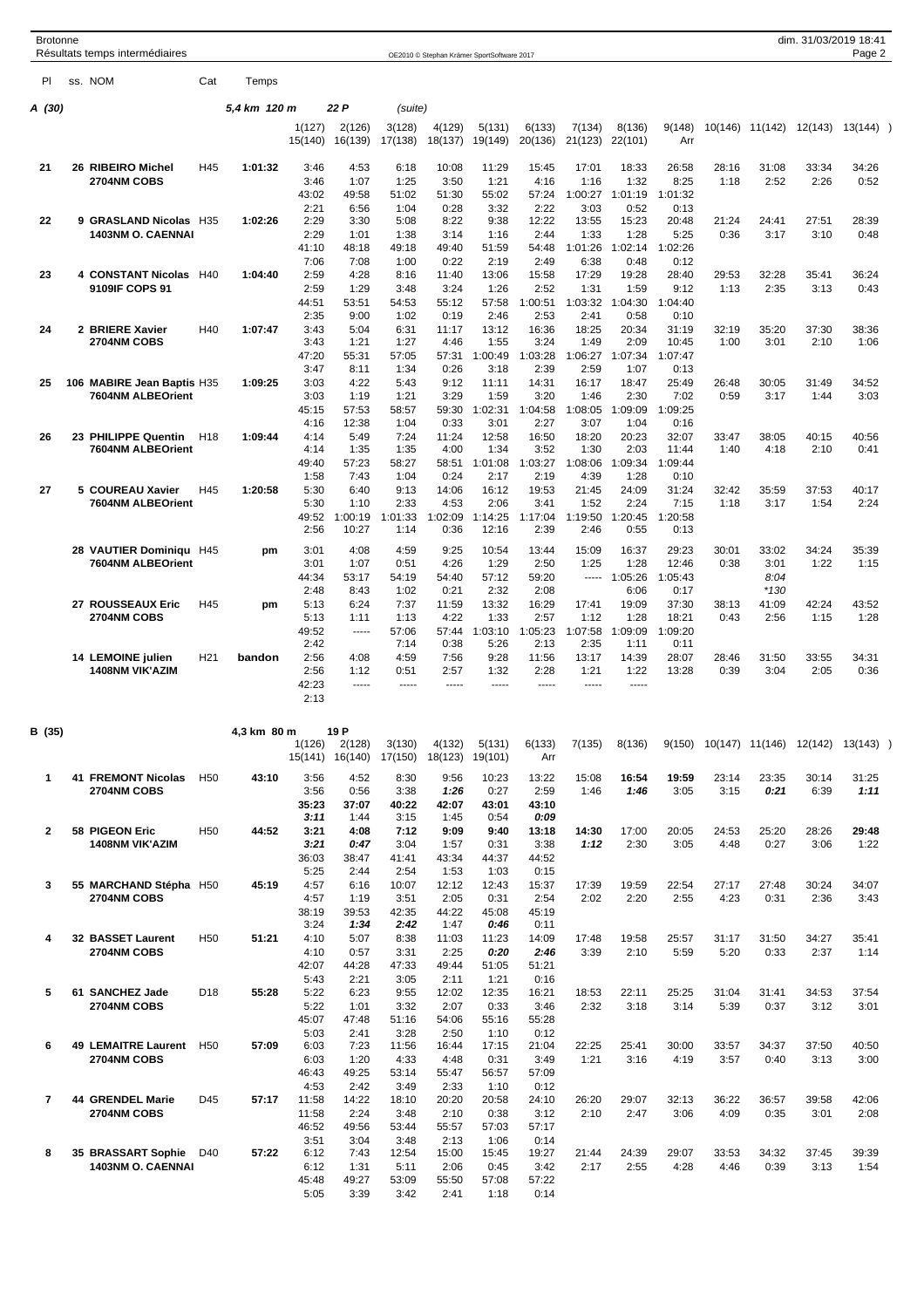Brotonne
Résultats temps intermédiaires

OE2010 © Stephan Krämer SportSoftware 2017

dim. 31/03/2019 18:41

| Pl | ss. NOM | Cat | Temps | | | | | | | | | | | | | |
|---|---|---|---|---|---|---|---|---|---|---|---|---|---|---|---|---|

## A (30) — 5,4 km 120 m — 22 P (suite)

| Pl | ss. NOM | Cat | Temps | 1(127) | 2(126) | 3(128) | 4(129) | 5(131) | 6(133) | 7(134) | 8(136) | 9(148) | 10(146) | 11(142) | 12(143) | 13(144) ) |
|---|---|---|---|---|---|---|---|---|---|---|---|---|---|---|---|---|
| | | | | 15(140) | 16(139) | 17(138) | 18(137) | 19(149) | 20(136) | 21(123) | 22(101) | Arr | | | | |
| 21 | 26 RIBEIRO Michel | H45 | 1:01:32 | 3:46 | 4:53 | 6:18 | 10:08 | 11:29 | 15:45 | 17:01 | 18:33 | 26:58 | 28:16 | 31:08 | 33:34 | 34:26 |
| | 2704NM COBS | | | 3:46 | 1:07 | 1:25 | 3:50 | 1:21 | 4:16 | 1:16 | 1:32 | 8:25 | 1:18 | 2:52 | 2:26 | 0:52 |
| | | | | 43:02 | 49:58 | 51:02 | 51:30 | 55:02 | 57:24 | 1:00:27 | 1:01:19 | 1:01:32 | | | | |
| | | | | 2:21 | 6:56 | 1:04 | 0:28 | 3:32 | 2:22 | 3:03 | 0:52 | 0:13 | | | | |
| 22 | 9 GRASLAND Nicolas | H35 | 1:02:26 | 2:29 | 3:30 | 5:08 | 8:22 | 9:38 | 12:22 | 13:55 | 15:23 | 20:48 | 21:24 | 24:41 | 27:51 | 28:39 |
| | 1403NM O. CAENNAI | | | 2:29 | 1:01 | 1:38 | 3:14 | 1:16 | 2:44 | 1:33 | 1:28 | 5:25 | 0:36 | 3:17 | 3:10 | 0:48 |
| | | | | 41:10 | 48:18 | 49:18 | 49:40 | 51:59 | 54:48 | 1:01:26 | 1:02:14 | 1:02:26 | | | | |
| | | | | 7:06 | 7:08 | 1:00 | 0:22 | 2:19 | 2:49 | 6:38 | 0:48 | 0:12 | | | | |
| 23 | 4 CONSTANT Nicolas | H40 | 1:04:40 | 2:59 | 4:28 | 8:16 | 11:40 | 13:06 | 15:58 | 17:29 | 19:28 | 28:40 | 29:53 | 32:28 | 35:41 | 36:24 |
| | 9109IF COPS 91 | | | 2:59 | 1:29 | 3:48 | 3:24 | 1:26 | 2:52 | 1:31 | 1:59 | 9:12 | 1:13 | 2:35 | 3:13 | 0:43 |
| | | | | 44:51 | 53:51 | 54:53 | 55:12 | 57:58 | 1:00:51 | 1:03:32 | 1:04:30 | 1:04:40 | | | | |
| | | | | 2:35 | 9:00 | 1:02 | 0:19 | 2:46 | 2:53 | 2:41 | 0:58 | 0:10 | | | | |
| 24 | 2 BRIERE Xavier | H40 | 1:07:47 | 3:43 | 5:04 | 6:31 | 11:17 | 13:12 | 16:36 | 18:25 | 20:34 | 31:19 | 32:19 | 35:20 | 37:30 | 38:36 |
| | 2704NM COBS | | | 3:43 | 1:21 | 1:27 | 4:46 | 1:55 | 3:24 | 1:49 | 2:09 | 10:45 | 1:00 | 3:01 | 2:10 | 1:06 |
| | | | | 47:20 | 55:31 | 57:05 | 57:31 | 1:00:49 | 1:03:28 | 1:06:27 | 1:07:34 | 1:07:47 | | | | |
| | | | | 3:47 | 8:11 | 1:34 | 0:26 | 3:18 | 2:39 | 2:59 | 1:07 | 0:13 | | | | |
| 25 | 106 MABIRE Jean Baptis | H35 | 1:09:25 | 3:03 | 4:22 | 5:43 | 9:12 | 11:11 | 14:31 | 16:17 | 18:47 | 25:49 | 26:48 | 30:05 | 31:49 | 34:52 |
| | 7604NM ALBEOrient | | | 3:03 | 1:19 | 1:21 | 3:29 | 1:59 | 3:20 | 1:46 | 2:30 | 7:02 | 0:59 | 3:17 | 1:44 | 3:03 |
| | | | | 45:15 | 57:53 | 58:57 | 59:30 | 1:02:31 | 1:04:58 | 1:08:05 | 1:09:09 | 1:09:25 | | | | |
| | | | | 4:16 | 12:38 | 1:04 | 0:33 | 3:01 | 2:27 | 3:07 | 1:04 | 0:16 | | | | |
| 26 | 23 PHILIPPE Quentin | H18 | 1:09:44 | 4:14 | 5:49 | 7:24 | 11:24 | 12:58 | 16:50 | 18:20 | 20:23 | 32:07 | 33:47 | 38:05 | 40:15 | 40:56 |
| | 7604NM ALBEOrient | | | 4:14 | 1:35 | 1:35 | 4:00 | 1:34 | 3:52 | 1:30 | 2:03 | 11:44 | 1:40 | 4:18 | 2:10 | 0:41 |
| | | | | 49:40 | 57:23 | 58:27 | 58:51 | 1:01:08 | 1:03:27 | 1:08:06 | 1:09:34 | 1:09:44 | | | | |
| | | | | 1:58 | 7:43 | 1:04 | 0:24 | 2:17 | 2:19 | 4:39 | 1:28 | 0:10 | | | | |
| 27 | 5 COUREAU Xavier | H45 | 1:20:58 | 5:30 | 6:40 | 9:13 | 14:06 | 16:12 | 19:53 | 21:45 | 24:09 | 31:24 | 32:42 | 35:59 | 37:53 | 40:17 |
| | 7604NM ALBEOrient | | | 5:30 | 1:10 | 2:33 | 4:53 | 2:06 | 3:41 | 1:52 | 2:24 | 7:15 | 1:18 | 3:17 | 1:54 | 2:24 |
| | | | | 49:52 | 1:00:19 | 1:01:33 | 1:02:09 | 1:14:25 | 1:17:04 | 1:19:50 | 1:20:45 | 1:20:58 | | | | |
| | | | | 2:56 | 10:27 | 1:14 | 0:36 | 12:16 | 2:39 | 2:46 | 0:55 | 0:13 | | | | |
| | 28 VAUTIER Dominiqu | H45 | pm | 3:01 | 4:08 | 4:59 | 9:25 | 10:54 | 13:44 | 15:09 | 16:37 | 29:23 | 30:01 | 33:02 | 34:24 | 35:39 |
| | 7604NM ALBEOrient | | | 3:01 | 1:07 | 0:51 | 4:26 | 1:29 | 2:50 | 1:25 | 1:28 | 12:46 | 0:38 | 3:01 | 1:22 | 1:15 |
| | | | | 44:34 | 53:17 | 54:19 | 54:40 | 57:12 | 59:20 | ----- | 1:05:26 | 1:05:43 | | *8:04* | | |
| | | | | 2:48 | 8:43 | 1:02 | 0:21 | 2:32 | 2:08 | | 6:06 | 0:17 | | *\*130* | | |
| | 27 ROUSSEAUX Eric | H45 | pm | 5:13 | 6:24 | 7:37 | 11:59 | 13:32 | 16:29 | 17:41 | 19:09 | 37:30 | 38:13 | 41:09 | 42:24 | 43:52 |
| | 2704NM COBS | | | 5:13 | 1:11 | 1:13 | 4:22 | 1:33 | 2:57 | 1:12 | 1:28 | 18:21 | 0:43 | 2:56 | 1:15 | 1:28 |
| | | | | 49:52 | ----- | 57:06 | 57:44 | 1:03:10 | 1:05:23 | 1:07:58 | 1:09:09 | 1:09:20 | | | | |
| | | | | 2:42 | | 7:14 | 0:38 | 5:26 | 2:13 | 2:35 | 1:11 | 0:11 | | | | |
| | 14 LEMOINE julien | H21 | bandon | 2:56 | 4:08 | 4:59 | 7:56 | 9:28 | 11:56 | 13:17 | 14:39 | 28:07 | 28:46 | 31:50 | 33:55 | 34:31 |
| | 1408NM VIK'AZIM | | | 2:56 | 1:12 | 0:51 | 2:57 | 1:32 | 2:28 | 1:21 | 1:22 | 13:28 | 0:39 | 3:04 | 2:05 | 0:36 |
| | | | | 42:23 | ----- | ----- | ----- | ----- | ----- | ----- | ----- | | | | | |
| | | | | 2:13 | | | | | | | | | | | | |

## B (35) — 4,3 km 80 m — 19 P

| Pl | ss. NOM | Cat | Temps | 1(126) | 2(128) | 3(130) | 4(132) | 5(131) | 6(133) | 7(135) | 8(136) | 9(150) | 10(147) | 11(146) | 12(142) | 13(143) ) |
|---|---|---|---|---|---|---|---|---|---|---|---|---|---|---|---|---|
| | | | | 15(141) | 16(140) | 17(150) | 18(123) | 19(101) | Arr | | | | | | | |
| 1 | 41 FREMONT Nicolas | H50 | 43:10 | 3:56 | 4:52 | 8:30 | 9:56 | 10:23 | 13:22 | 15:08 | **16:54** | **19:59** | 23:14 | 23:35 | 30:14 | 31:25 |
| | 2704NM COBS | | | 3:56 | 0:56 | 3:38 | ***1:26*** | 0:27 | 2:59 | 1:46 | ***1:46*** | 3:05 | 3:15 | ***0:21*** | 6:39 | ***1:11*** |
| | | | | **35:23** | **37:07** | **40:22** | **42:07** | **43:01** | **43:10** | | | | | | | |
| | | | | ***3:11*** | 1:44 | 3:15 | 1:45 | 0:54 | ***0:09*** | | | | | | | |
| 2 | 58 PIGEON Eric | H50 | 44:52 | 3:21 | **4:08** | **7:12** | **9:09** | **9:40** | **13:18** | **14:30** | 17:00 | 20:05 | 24:53 | 25:20 | 28:26 | **29:48** |
| | 1408NM VIK'AZIM | | | ***3:21*** | ***0:47*** | 3:04 | 1:57 | 0:31 | 3:38 | ***1:12*** | 2:30 | 3:05 | 4:48 | 0:27 | 3:06 | 1:22 |
| | | | | 36:03 | 38:47 | 41:41 | 43:34 | 44:37 | 44:52 | | | | | | | |
| | | | | 5:25 | 2:44 | 2:54 | 1:53 | 1:03 | 0:15 | | | | | | | |
| 3 | 55 MARCHAND Stépha | H50 | 45:19 | 4:57 | 6:16 | 10:07 | 12:12 | 12:43 | 15:37 | 17:39 | 19:59 | 22:54 | 27:17 | 27:48 | 30:24 | 34:07 |
| | 2704NM COBS | | | 4:57 | 1:19 | 3:51 | 2:05 | 0:31 | 2:54 | 2:02 | 2:20 | 2:55 | 4:23 | 0:31 | 2:36 | 3:43 |
| | | | | 38:19 | 39:53 | 42:35 | 44:22 | 45:08 | 45:19 | | | | | | | |
| | | | | 3:24 | ***1:34*** | ***2:42*** | 1:47 | ***0:46*** | 0:11 | | | | | | | |
| 4 | 32 BASSET Laurent | H50 | 51:21 | 4:10 | 5:07 | 8:38 | 11:03 | 11:23 | 14:09 | 17:48 | 19:58 | 25:57 | 31:17 | 31:50 | 34:27 | 35:41 |
| | 2704NM COBS | | | 4:10 | 0:57 | 3:31 | 2:25 | ***0:20*** | ***2:46*** | 3:39 | 2:10 | 5:59 | 5:20 | 0:33 | 2:37 | 1:14 |
| | | | | 42:07 | 44:28 | 47:33 | 49:44 | 51:05 | 51:21 | | | | | | | |
| | | | | 5:43 | 2:21 | 3:05 | 2:11 | 1:21 | 0:16 | | | | | | | |
| 5 | 61 SANCHEZ Jade | D18 | 55:28 | 5:22 | 6:23 | 9:55 | 12:02 | 12:35 | 16:21 | 18:53 | 22:11 | 25:25 | 31:04 | 31:41 | 34:53 | 37:54 |
| | 2704NM COBS | | | 5:22 | 1:01 | 3:32 | 2:07 | 0:33 | 3:46 | 2:32 | 3:18 | 3:14 | 5:39 | 0:37 | 3:12 | 3:01 |
| | | | | 45:07 | 47:48 | 51:16 | 54:06 | 55:16 | 55:28 | | | | | | | |
| | | | | 5:03 | 2:41 | 3:28 | 2:50 | 1:10 | 0:12 | | | | | | | |
| 6 | 49 LEMAITRE Laurent | H50 | 57:09 | 6:03 | 7:23 | 11:56 | 16:44 | 17:15 | 21:04 | 22:25 | 25:41 | 30:00 | 33:57 | 34:37 | 37:50 | 40:50 |
| | 2704NM COBS | | | 6:03 | 1:20 | 4:33 | 4:48 | 0:31 | 3:49 | 1:21 | 3:16 | 4:19 | 3:57 | 0:40 | 3:13 | 3:00 |
| | | | | 46:43 | 49:25 | 53:14 | 55:47 | 56:57 | 57:09 | | | | | | | |
| | | | | 4:53 | 2:42 | 3:49 | 2:33 | 1:10 | 0:12 | | | | | | | |
| 7 | 44 GRENDEL Marie | D45 | 57:17 | 11:58 | 14:22 | 18:10 | 20:20 | 20:58 | 24:10 | 26:20 | 29:07 | 32:13 | 36:22 | 36:57 | 39:58 | 42:06 |
| | 2704NM COBS | | | 11:58 | 2:24 | 3:48 | 2:10 | 0:38 | 3:12 | 2:10 | 2:47 | 3:06 | 4:09 | 0:35 | 3:01 | 2:08 |
| | | | | 46:52 | 49:56 | 53:44 | 55:57 | 57:03 | 57:17 | | | | | | | |
| | | | | 3:51 | 3:04 | 3:48 | 2:13 | 1:06 | 0:14 | | | | | | | |
| 8 | 35 BRASSART Sophie | D40 | 57:22 | 6:12 | 7:43 | 12:54 | 15:00 | 15:45 | 19:27 | 21:44 | 24:39 | 29:07 | 33:53 | 34:32 | 37:45 | 39:39 |
| | 1403NM O. CAENNAI | | | 6:12 | 1:31 | 5:11 | 2:06 | 0:45 | 3:42 | 2:17 | 2:55 | 4:28 | 4:46 | 0:39 | 3:13 | 1:54 |
| | | | | 45:48 | 49:27 | 53:09 | 55:50 | 57:08 | 57:22 | | | | | | | |
| | | | | 5:05 | 3:39 | 3:42 | 2:41 | 1:18 | 0:14 | | | | | | | |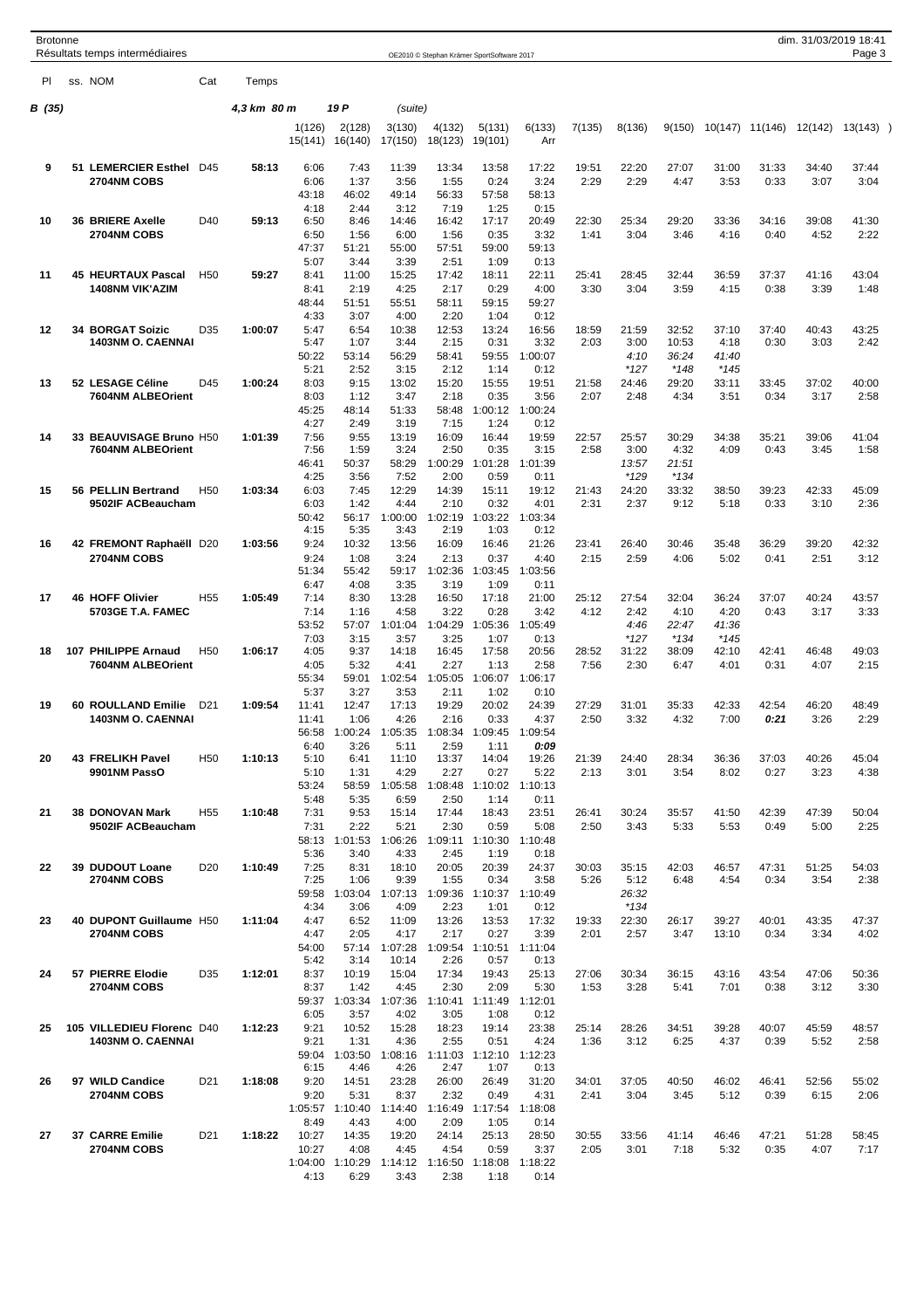**B (35)** 4,3 km 80 m 19 P (suite)

| Pl | ss. | NOM | Cat | Temps | 1(126) | 2(128) | 3(130) | 4(132) | 5(131) | 6(133) | 7(135) | 8(136) | 9(150) | 10(147) | 11(146) | 12(142) | 13(143) |
|---|---|---|---|---|---|---|---|---|---|---|---|---|---|---|---|---|---|
| | | | | | 15(141) | 16(140) | 17(150) | 18(123) | 19(101) | Arr | | | | | | | |
| 9 | 51 | LEMERCIER Esthel | D45 | 58:13 | 6:06 | 7:43 | 11:39 | 13:34 | 13:58 | 17:22 | 19:51 | 22:20 | 27:07 | 31:00 | 31:33 | 34:40 | 37:44 |
| | | 2704NM COBS | | | 6:06 | 1:37 | 3:56 | 1:55 | 0:24 | 3:24 | 2:29 | 2:29 | 4:47 | 3:53 | 0:33 | 3:07 | 3:04 |
| | | | | | 43:18 | 46:02 | 49:14 | 56:33 | 57:58 | 58:13 | | | | | | | |
| | | | | | 4:18 | 2:44 | 3:12 | 7:19 | 1:25 | 0:15 | | | | | | | |
| 10 | 36 | BRIERE Axelle | D40 | 59:13 | 6:50 | 8:46 | 14:46 | 16:42 | 17:17 | 20:49 | 22:30 | 25:34 | 29:20 | 33:36 | 34:16 | 39:08 | 41:30 |
| | | 2704NM COBS | | | 6:50 | 1:56 | 6:00 | 1:56 | 0:35 | 3:32 | 1:41 | 3:04 | 3:46 | 4:16 | 0:40 | 4:52 | 2:22 |
| | | | | | 47:37 | 51:21 | 55:00 | 57:51 | 59:00 | 59:13 | | | | | | | |
| | | | | | 5:07 | 3:44 | 3:39 | 2:51 | 1:09 | 0:13 | | | | | | | |
| 11 | 45 | HEURTAUX Pascal | H50 | 59:27 | 8:41 | 11:00 | 15:25 | 17:42 | 18:11 | 22:11 | 25:41 | 28:45 | 32:44 | 36:59 | 37:37 | 41:16 | 43:04 |
| | | 1408NM VIK'AZIM | | | 8:41 | 2:19 | 4:25 | 2:17 | 0:29 | 4:00 | 3:30 | 3:04 | 3:59 | 4:15 | 0:38 | 3:39 | 1:48 |
| | | | | | 48:44 | 51:51 | 55:51 | 58:11 | 59:15 | 59:27 | | | | | | | |
| | | | | | 4:33 | 3:07 | 4:00 | 2:20 | 1:04 | 0:12 | | | | | | | |
| 12 | 34 | BORGAT Soizic | D35 | 1:00:07 | 5:47 | 6:54 | 10:38 | 12:53 | 13:24 | 16:56 | 18:59 | 21:59 | 32:52 | 37:10 | 37:40 | 40:43 | 43:25 |
| | | 1403NM O. CAENNAI | | | 5:47 | 1:07 | 3:44 | 2:15 | 0:31 | 3:32 | 2:03 | 3:00 | 10:53 | 4:18 | 0:30 | 3:03 | 2:42 |
| | | | | | 50:22 | 53:14 | 56:29 | 58:41 | 59:55 | 1:00:07 | | 4:10 | 36:24 | 41:40 | | | |
| | | | | | 5:21 | 2:52 | 3:15 | 2:12 | 1:14 | 0:12 | | *127 | *148 | *145 | | | |
| 13 | 52 | LESAGE Céline | D45 | 1:00:24 | 8:03 | 9:15 | 13:02 | 15:20 | 15:55 | 19:51 | 21:58 | 24:46 | 29:20 | 33:11 | 33:45 | 37:02 | 40:00 |
| | | 7604NM ALBEOrient | | | 8:03 | 1:12 | 3:47 | 2:18 | 0:35 | 3:56 | 2:07 | 2:48 | 4:34 | 3:51 | 0:34 | 3:17 | 2:58 |
| | | | | | 45:25 | 48:14 | 51:33 | 58:48 | 1:00:12 | 1:00:24 | | | | | | | |
| | | | | | 4:27 | 2:49 | 3:19 | 7:15 | 1:24 | 0:12 | | | | | | | |
| 14 | 33 | BEAUVISAGE Bruno | H50 | 1:01:39 | 7:56 | 9:55 | 13:19 | 16:09 | 16:44 | 19:59 | 22:57 | 25:57 | 30:29 | 34:38 | 35:21 | 39:06 | 41:04 |
| | | 7604NM ALBEOrient | | | 7:56 | 1:59 | 3:24 | 2:50 | 0:35 | 3:15 | 2:58 | 3:00 | 4:32 | 4:09 | 0:43 | 3:45 | 1:58 |
| | | | | | 46:41 | 50:37 | 58:29 | 1:00:29 | 1:01:28 | 1:01:39 | | 13:57 | 21:51 | | | | |
| | | | | | 4:25 | 3:56 | 7:52 | 2:00 | 0:59 | 0:11 | | *129 | *134 | | | | |
| 15 | 56 | PELLIN Bertrand | H50 | 1:03:34 | 6:03 | 7:45 | 12:29 | 14:39 | 15:11 | 19:12 | 21:43 | 24:20 | 33:32 | 38:50 | 39:23 | 42:33 | 45:09 |
| | | 9502IF ACBeaucham | | | 6:03 | 1:42 | 4:44 | 2:10 | 0:32 | 4:01 | 2:31 | 2:37 | 9:12 | 5:18 | 0:33 | 3:10 | 2:36 |
| | | | | | 50:42 | 56:17 | 1:00:00 | 1:02:19 | 1:03:22 | 1:03:34 | | | | | | | |
| | | | | | 4:15 | 5:35 | 3:43 | 2:19 | 1:03 | 0:12 | | | | | | | |
| 16 | 42 | FREMONT Raphaël | D20 | 1:03:56 | 9:24 | 10:32 | 13:56 | 16:09 | 16:46 | 21:26 | 23:41 | 26:40 | 30:46 | 35:48 | 36:29 | 39:20 | 42:32 |
| | | 2704NM COBS | | | 9:24 | 1:08 | 3:24 | 2:13 | 0:37 | 4:40 | 2:15 | 2:59 | 4:06 | 5:02 | 0:41 | 2:51 | 3:12 |
| | | | | | 51:34 | 55:42 | 59:17 | 1:02:36 | 1:03:45 | 1:03:56 | | | | | | | |
| | | | | | 6:47 | 4:08 | 3:35 | 3:19 | 1:09 | 0:11 | | | | | | | |
| 17 | 46 | HOFF Olivier | H55 | 1:05:49 | 7:14 | 8:30 | 13:28 | 16:50 | 17:18 | 21:00 | 25:12 | 27:54 | 32:04 | 36:24 | 37:07 | 40:24 | 43:57 |
| | | 5703GE T.A. FAMEC | | | 7:14 | 1:16 | 4:58 | 3:22 | 0:28 | 3:42 | 4:12 | 2:42 | 4:10 | 4:20 | 0:43 | 3:17 | 3:33 |
| | | | | | 53:52 | 57:07 | 1:01:04 | 1:04:29 | 1:05:36 | 1:05:49 | | 4:46 | 22:47 | 41:36 | | | |
| | | | | | 7:03 | 3:15 | 3:57 | 3:25 | 1:07 | 0:13 | | *127 | *134 | *145 | | | |
| 18 | 107 | PHILIPPE Arnaud | H50 | 1:06:17 | 4:05 | 9:37 | 14:18 | 16:45 | 17:58 | 20:56 | 28:52 | 31:22 | 38:09 | 42:10 | 42:41 | 46:48 | 49:03 |
| | | 7604NM ALBEOrient | | | 4:05 | 5:32 | 4:41 | 2:27 | 1:13 | 2:58 | 7:56 | 2:30 | 6:47 | 4:01 | 0:31 | 4:07 | 2:15 |
| | | | | | 55:34 | 59:01 | 1:02:54 | 1:05:05 | 1:06:07 | 1:06:17 | | | | | | | |
| | | | | | 5:37 | 3:27 | 3:53 | 2:11 | 1:02 | 0:10 | | | | | | | |
| 19 | 60 | ROULLAND Emilie | D21 | 1:09:54 | 11:41 | 12:47 | 17:13 | 19:29 | 20:02 | 24:39 | 27:29 | 31:01 | 35:33 | 42:33 | 42:54 | 46:20 | 48:49 |
| | | 1403NM O. CAENNAI | | | 11:41 | 1:06 | 4:26 | 2:16 | 0:33 | 4:37 | 2:50 | 3:32 | 4:32 | 7:00 | ***0:21*** | 3:26 | 2:29 |
| | | | | | 56:58 | 1:00:24 | 1:05:35 | 1:08:34 | 1:09:45 | 1:09:54 | | | | | | | |
| | | | | | 6:40 | 3:26 | 5:11 | 2:59 | 1:11 | ***0:09*** | | | | | | | |
| 20 | 43 | FRELIKH Pavel | H50 | 1:10:13 | 5:10 | 6:41 | 11:10 | 13:37 | 14:04 | 19:26 | 21:39 | 24:40 | 28:34 | 36:36 | 37:03 | 40:26 | 45:04 |
| | | 9901NM PassO | | | 5:10 | 1:31 | 4:29 | 2:27 | 0:27 | 5:22 | 2:13 | 3:01 | 3:54 | 8:02 | 0:27 | 3:23 | 4:38 |
| | | | | | 53:24 | 58:59 | 1:05:58 | 1:08:48 | 1:10:02 | 1:10:13 | | | | | | | |
| | | | | | 5:48 | 5:35 | 6:59 | 2:50 | 1:14 | 0:11 | | | | | | | |
| 21 | 38 | DONOVAN Mark | H55 | 1:10:48 | 7:31 | 9:53 | 15:14 | 17:44 | 18:43 | 23:51 | 26:41 | 30:24 | 35:57 | 41:50 | 42:39 | 47:39 | 50:04 |
| | | 9502IF ACBeaucham | | | 7:31 | 2:22 | 5:21 | 2:30 | 0:59 | 5:08 | 2:50 | 3:43 | 5:33 | 5:53 | 0:49 | 5:00 | 2:25 |
| | | | | | 58:13 | 1:01:53 | 1:06:26 | 1:09:11 | 1:10:30 | 1:10:48 | | | | | | | |
| | | | | | 5:36 | 3:40 | 4:33 | 2:45 | 1:19 | 0:18 | | | | | | | |
| 22 | 39 | DUDOUT Loane | D20 | 1:10:49 | 7:25 | 8:31 | 18:10 | 20:05 | 20:39 | 24:37 | 30:03 | 35:15 | 42:03 | 46:57 | 47:31 | 51:25 | 54:03 |
| | | 2704NM COBS | | | 7:25 | 1:06 | 9:39 | 1:55 | 0:34 | 3:58 | 5:26 | 5:12 | 6:48 | 4:54 | 0:34 | 3:54 | 2:38 |
| | | | | | 59:58 | 1:03:04 | 1:07:13 | 1:09:36 | 1:10:37 | 1:10:49 | | 26:32 | | | | | |
| | | | | | 4:34 | 3:06 | 4:09 | 2:23 | 1:01 | 0:12 | | *134 | | | | | |
| 23 | 40 | DUPONT Guillaume | H50 | 1:11:04 | 4:47 | 6:52 | 11:09 | 13:26 | 13:53 | 17:32 | 19:33 | 22:30 | 26:17 | 39:27 | 40:01 | 43:35 | 47:37 |
| | | 2704NM COBS | | | 4:47 | 2:05 | 4:17 | 2:17 | 0:27 | 3:39 | 2:01 | 2:57 | 3:47 | 13:10 | 0:34 | 3:34 | 4:02 |
| | | | | | 54:00 | 57:14 | 1:07:28 | 1:09:54 | 1:10:51 | 1:11:04 | | | | | | | |
| | | | | | 5:42 | 3:14 | 10:14 | 2:26 | 0:57 | 0:13 | | | | | | | |
| 24 | 57 | PIERRE Elodie | D35 | 1:12:01 | 8:37 | 10:19 | 15:04 | 17:34 | 19:43 | 25:13 | 27:06 | 30:34 | 36:15 | 43:16 | 43:54 | 47:06 | 50:36 |
| | | 2704NM COBS | | | 8:37 | 1:42 | 4:45 | 2:30 | 2:09 | 5:30 | 1:53 | 3:28 | 5:41 | 7:01 | 0:38 | 3:12 | 3:30 |
| | | | | | 59:37 | 1:03:34 | 1:07:36 | 1:10:41 | 1:11:49 | 1:12:01 | | | | | | | |
| | | | | | 6:05 | 3:57 | 4:02 | 3:05 | 1:08 | 0:12 | | | | | | | |
| 25 | 105 | VILLEDIEU Florenc | D40 | 1:12:23 | 9:21 | 10:52 | 15:28 | 18:23 | 19:14 | 23:38 | 25:14 | 28:26 | 34:51 | 39:28 | 40:07 | 45:59 | 48:57 |
| | | 1403NM O. CAENNAI | | | 9:21 | 1:31 | 4:36 | 2:55 | 0:51 | 4:24 | 1:36 | 3:12 | 6:25 | 4:37 | 0:39 | 5:52 | 2:58 |
| | | | | | 59:04 | 1:03:50 | 1:08:16 | 1:11:03 | 1:12:10 | 1:12:23 | | | | | | | |
| | | | | | 6:15 | 4:46 | 4:26 | 2:47 | 1:07 | 0:13 | | | | | | | |
| 26 | 97 | WILD Candice | D21 | 1:18:08 | 9:20 | 14:51 | 23:28 | 26:00 | 26:49 | 31:20 | 34:01 | 37:05 | 40:50 | 46:02 | 46:41 | 52:56 | 55:02 |
| | | 2704NM COBS | | | 9:20 | 5:31 | 8:37 | 2:32 | 0:49 | 4:31 | 2:41 | 3:04 | 3:45 | 5:12 | 0:39 | 6:15 | 2:06 |
| | | | | | 1:05:57 | 1:10:40 | 1:14:40 | 1:16:49 | 1:17:54 | 1:18:08 | | | | | | | |
| | | | | | 8:49 | 4:43 | 4:00 | 2:09 | 1:05 | 0:14 | | | | | | | |
| 27 | 37 | CARRE Emilie | D21 | 1:18:22 | 10:27 | 14:35 | 19:20 | 24:14 | 25:13 | 28:50 | 30:55 | 33:56 | 41:14 | 46:46 | 47:21 | 51:28 | 58:45 |
| | | 2704NM COBS | | | 10:27 | 4:08 | 4:45 | 4:54 | 0:59 | 3:37 | 2:05 | 3:01 | 7:18 | 5:32 | 0:35 | 4:07 | 7:17 |
| | | | | | 1:04:00 | 1:10:29 | 1:14:12 | 1:16:50 | 1:18:08 | 1:18:22 | | | | | | | |
| | | | | | 4:13 | 6:29 | 3:43 | 2:38 | 1:18 | 0:14 | | | | | | | |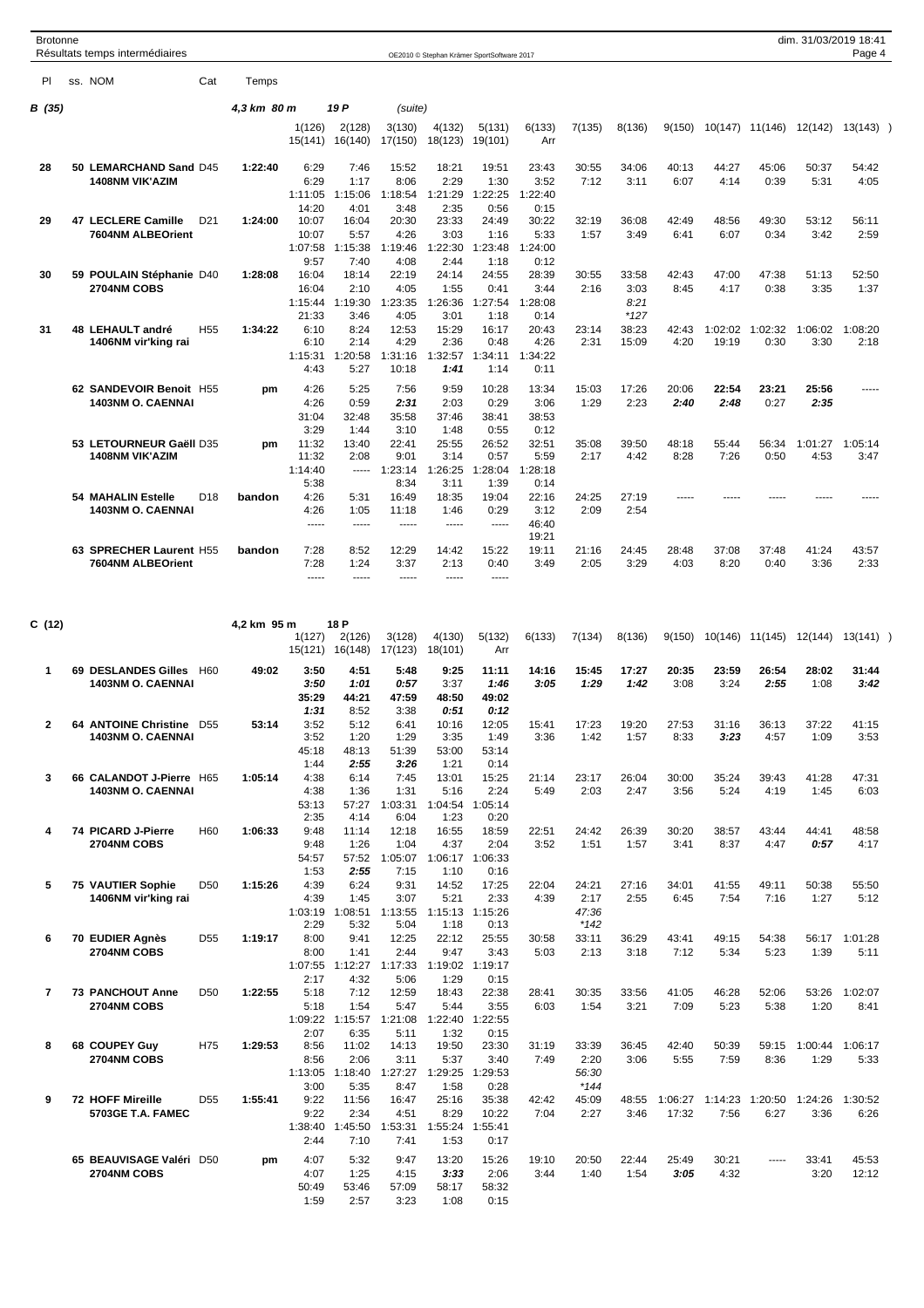## B (35)

4,3 km 80 m — 19 P (suite)

| Pl | ss. | NOM | Cat | Temps | 1(126) | 2(128) | 3(130) | 4(132) | 5(131) | 6(133) | 7(135) | 8(136) | 9(150) | 10(147) | 11(146) | 12(142) | 13(143) ) |
|---|---|---|---|---|---|---|---|---|---|---|---|---|---|---|---|---|---|
| | | | | | 15(141) | 16(140) | 17(150) | 18(123) | 19(101) | Arr | | | | | | | |
| 28 | 50 | LEMARCHAND Sand | D45 | 1:22:40 | 6:29 | 7:46 | 15:52 | 18:21 | 19:51 | 23:43 | 30:55 | 34:06 | 40:13 | 44:27 | 45:06 | 50:37 | 54:42 |
| | | 1408NM VIK'AZIM | | | 6:29 | 1:17 | 8:06 | 2:29 | 1:30 | 3:52 | 7:12 | 3:11 | 6:07 | 4:14 | 0:39 | 5:31 | 4:05 |
| | | | | | 1:11:05 | 1:15:06 | 1:18:54 | 1:21:29 | 1:22:25 | 1:22:40 | | | | | | | |
| | | | | | 14:20 | 4:01 | 3:48 | 2:35 | 0:56 | 0:15 | | | | | | | |
| 29 | 47 | LECLERE Camille | D21 | 1:24:00 | 10:07 | 16:04 | 20:30 | 23:33 | 24:49 | 30:22 | 32:19 | 36:08 | 42:49 | 48:56 | 49:30 | 53:12 | 56:11 |
| | | 7604NM ALBEOrient | | | 10:07 | 5:57 | 4:26 | 3:03 | 1:16 | 5:33 | 1:57 | 3:49 | 6:41 | 6:07 | 0:34 | 3:42 | 2:59 |
| | | | | | 1:07:58 | 1:15:38 | 1:19:46 | 1:22:30 | 1:23:48 | 1:24:00 | | | | | | | |
| | | | | | 9:57 | 7:40 | 4:08 | 2:44 | 1:18 | 0:12 | | | | | | | |
| 30 | 59 | POULAIN Stéphanie | D40 | 1:28:08 | 16:04 | 18:14 | 22:19 | 24:14 | 24:55 | 28:39 | 30:55 | 33:58 | 42:43 | 47:00 | 47:38 | 51:13 | 52:50 |
| | | 2704NM COBS | | | 16:04 | 2:10 | 4:05 | 1:55 | 0:41 | 3:44 | 2:16 | 3:03 | 8:45 | 4:17 | 0:38 | 3:35 | 1:37 |
| | | | | | 1:15:44 | 1:19:30 | 1:23:35 | 1:26:36 | 1:27:54 | 1:28:08 | | 8:21 | | | | | |
| | | | | | 21:33 | 3:46 | 4:05 | 3:01 | 1:18 | 0:14 | | *127 | | | | | |
| 31 | 48 | LEHAULT andré | H55 | 1:34:22 | 6:10 | 8:24 | 12:53 | 15:29 | 16:17 | 20:43 | 23:14 | 38:23 | 42:43 | 1:02:02 | 1:02:32 | 1:06:02 | 1:08:20 |
| | | 1406NM vir'king rai | | | 6:10 | 2:14 | 4:29 | 2:36 | 0:48 | 4:26 | 2:31 | 15:09 | 4:20 | 19:19 | 0:30 | 3:30 | 2:18 |
| | | | | | 1:15:31 | 1:20:58 | 1:31:16 | 1:32:57 | 1:34:11 | 1:34:22 | | | | | | | |
| | | | | | 4:43 | 5:27 | 10:18 | **1:41** | 1:14 | 0:11 | | | | | | | |
| | 62 | SANDEVOIR Benoit | H55 | pm | 4:26 | 5:25 | 7:56 | 9:59 | 10:28 | 13:34 | 15:03 | 17:26 | 20:06 | 22:54 | 23:21 | 25:56 | ----- |
| | | 1403NM O. CAENNAI | | | 4:26 | 0:59 | **2:31** | 2:03 | 0:29 | 3:06 | 1:29 | 2:23 | **2:40** | **2:48** | 0:27 | **2:35** | |
| | | | | | 31:04 | 32:48 | 35:58 | 37:46 | 38:41 | 38:53 | | | | | | | |
| | | | | | 3:29 | 1:44 | 3:10 | 1:48 | 0:55 | 0:12 | | | | | | | |
| | 53 | LETOURNEUR Gaëll | D35 | pm | 11:32 | 13:40 | 22:41 | 25:55 | 26:52 | 32:51 | 35:08 | 39:50 | 48:18 | 55:44 | 56:34 | 1:01:27 | 1:05:14 |
| | | 1408NM VIK'AZIM | | | 11:32 | 2:08 | 9:01 | 3:14 | 0:57 | 5:59 | 2:17 | 4:42 | 8:28 | 7:26 | 0:50 | 4:53 | 3:47 |
| | | | | | 1:14:40 | ----- | 1:23:14 | 1:26:25 | 1:28:04 | 1:28:18 | | | | | | | |
| | | | | | 5:38 | | 8:34 | 3:11 | 1:39 | 0:14 | | | | | | | |
| | 54 | MAHALIN Estelle | D18 | bandon | 4:26 | 5:31 | 16:49 | 18:35 | 19:04 | 22:16 | 24:25 | 27:19 | ----- | ----- | ----- | ----- | ----- |
| | | 1403NM O. CAENNAI | | | 4:26 | 1:05 | 11:18 | 1:46 | 0:29 | 3:12 | 2:09 | 2:54 | | | | | |
| | | | | | ----- | ----- | ----- | ----- | ----- | 46:40 | | | | | | | |
| | | | | | | | | | | 19:21 | | | | | | | |
| | 63 | SPRECHER Laurent | H55 | bandon | 7:28 | 8:52 | 12:29 | 14:42 | 15:22 | 19:11 | 21:16 | 24:45 | 28:48 | 37:08 | 37:48 | 41:24 | 43:57 |
| | | 7604NM ALBEOrient | | | 7:28 | 1:24 | 3:37 | 2:13 | 0:40 | 3:49 | 2:05 | 3:29 | 4:03 | 8:20 | 0:40 | 3:36 | 2:33 |
| | | | | | ----- | ----- | ----- | ----- | ----- | | | | | | | | |

## C (12)

4,2 km 95 m — 18 P

| Pl | ss. | NOM | Cat | Temps | 1(127) | 2(126) | 3(128) | 4(130) | 5(132) | 6(133) | 7(134) | 8(136) | 9(150) | 10(146) | 11(145) | 12(144) | 13(141) ) |
|---|---|---|---|---|---|---|---|---|---|---|---|---|---|---|---|---|---|
| | | | | | 15(121) | 16(148) | 17(123) | 18(101) | Arr | | | | | | | | |
| 1 | 69 | DESLANDES Gilles | H60 | 49:02 | 3:50 | 4:51 | 5:48 | 9:25 | 11:11 | 14:16 | 15:45 | 17:27 | 20:35 | 23:59 | 26:54 | 28:02 | 31:44 |
| | | 1403NM O. CAENNAI | | | **3:50** | **1:01** | **0:57** | 3:37 | **1:46** | **3:05** | **1:29** | **1:42** | 3:08 | 3:24 | **2:55** | 1:08 | **3:42** |
| | | | | | 35:29 | 44:21 | 47:59 | 48:50 | 49:02 | | | | | | | | |
| | | | | | **1:31** | 8:52 | 3:38 | **0:51** | **0:12** | | | | | | | | |
| 2 | 64 | ANTOINE Christine | D55 | 53:14 | 3:52 | 5:12 | 6:41 | 10:16 | 12:05 | 15:41 | 17:23 | 19:20 | 27:53 | 31:16 | 36:13 | 37:22 | 41:15 |
| | | 1403NM O. CAENNAI | | | 3:52 | 1:20 | 1:29 | 3:35 | 1:49 | 3:36 | 1:42 | 1:57 | 8:33 | **3:23** | 4:57 | 1:09 | 3:53 |
| | | | | | 45:18 | 48:13 | 51:39 | 53:00 | 53:14 | | | | | | | | |
| | | | | | 1:44 | **2:55** | **3:26** | 1:21 | 0:14 | | | | | | | | |
| 3 | 66 | CALANDOT J-Pierre | H65 | 1:05:14 | 4:38 | 6:14 | 7:45 | 13:01 | 15:25 | 21:14 | 23:17 | 26:04 | 30:00 | 35:24 | 39:43 | 41:28 | 47:31 |
| | | 1403NM O. CAENNAI | | | 4:38 | 1:36 | 1:31 | 5:16 | 2:24 | 5:49 | 2:03 | 2:47 | 3:56 | 5:24 | 4:19 | 1:45 | 6:03 |
| | | | | | 53:13 | 57:27 | 1:03:31 | 1:04:54 | 1:05:14 | | | | | | | | |
| | | | | | 2:35 | 4:14 | 6:04 | 1:23 | 0:20 | | | | | | | | |
| 4 | 74 | PICARD J-Pierre | H60 | 1:06:33 | 9:48 | 11:14 | 12:18 | 16:55 | 18:59 | 22:51 | 24:42 | 26:39 | 30:20 | 38:57 | 43:44 | 44:41 | 48:58 |
| | | 2704NM COBS | | | 9:48 | 1:26 | 1:04 | 4:37 | 2:04 | 3:52 | 1:51 | 1:57 | 3:41 | 8:37 | 4:47 | **0:57** | 4:17 |
| | | | | | 54:57 | 57:52 | 1:05:07 | 1:06:17 | 1:06:33 | | | | | | | | |
| | | | | | 1:53 | **2:55** | 7:15 | 1:10 | 0:16 | | | | | | | | |
| 5 | 75 | VAUTIER Sophie | D50 | 1:15:26 | 4:39 | 6:24 | 9:31 | 14:52 | 17:25 | 22:04 | 24:21 | 27:16 | 34:01 | 41:55 | 49:11 | 50:38 | 55:50 |
| | | 1406NM vir'king rai | | | 4:39 | 1:45 | 3:07 | 5:21 | 2:33 | 4:39 | 2:17 | 2:55 | 6:45 | 7:54 | 7:16 | 1:27 | 5:12 |
| | | | | | 1:03:19 | 1:08:51 | 1:13:55 | 1:15:13 | 1:15:26 | | 47:36 | | | | | | |
| | | | | | 2:29 | 5:32 | 5:04 | 1:18 | 0:13 | | *142 | | | | | | |
| 6 | 70 | EUDIER Agnès | D55 | 1:19:17 | 8:00 | 9:41 | 12:25 | 22:12 | 25:55 | 30:58 | 33:11 | 36:29 | 43:41 | 49:15 | 54:38 | 56:17 | 1:01:28 |
| | | 2704NM COBS | | | 8:00 | 1:41 | 2:44 | 9:47 | 3:43 | 5:03 | 2:13 | 3:18 | 7:12 | 5:34 | 5:23 | 1:39 | 5:11 |
| | | | | | 1:07:55 | 1:12:27 | 1:17:33 | 1:19:02 | 1:19:17 | | | | | | | | |
| | | | | | 2:17 | 4:32 | 5:06 | 1:29 | 0:15 | | | | | | | | |
| 7 | 73 | PANCHOUT Anne | D50 | 1:22:55 | 5:18 | 7:12 | 12:59 | 18:43 | 22:38 | 28:41 | 30:35 | 33:56 | 41:05 | 46:28 | 52:06 | 53:26 | 1:02:07 |
| | | 2704NM COBS | | | 5:18 | 1:54 | 5:47 | 5:44 | 3:55 | 6:03 | 1:54 | 3:21 | 7:09 | 5:23 | 5:38 | 1:20 | 8:41 |
| | | | | | 1:09:22 | 1:15:57 | 1:21:08 | 1:22:40 | 1:22:55 | | | | | | | | |
| | | | | | 2:07 | 6:35 | 5:11 | 1:32 | 0:15 | | | | | | | | |
| 8 | 68 | COUPEY Guy | H75 | 1:29:53 | 8:56 | 11:02 | 14:13 | 19:50 | 23:30 | 31:19 | 33:39 | 36:45 | 42:40 | 50:39 | 59:15 | 1:00:44 | 1:06:17 |
| | | 2704NM COBS | | | 8:56 | 2:06 | 3:11 | 5:37 | 3:40 | 7:49 | 2:20 | 3:06 | 5:55 | 7:59 | 8:36 | 1:29 | 5:33 |
| | | | | | 1:13:05 | 1:18:40 | 1:27:27 | 1:29:25 | 1:29:53 | | 56:30 | | | | | | |
| | | | | | 3:00 | 5:35 | 8:47 | 1:58 | 0:28 | | *144 | | | | | | |
| 9 | 72 | HOFF Mireille | D55 | 1:55:41 | 9:22 | 11:56 | 16:47 | 25:16 | 35:38 | 42:42 | 45:09 | 48:55 | 1:06:27 | 1:14:23 | 1:20:50 | 1:24:26 | 1:30:52 |
| | | 5703GE T.A. FAMEC | | | 9:22 | 2:34 | 4:51 | 8:29 | 10:22 | 7:04 | 2:27 | 3:46 | 17:32 | 7:56 | 6:27 | 3:36 | 6:26 |
| | | | | | 1:38:40 | 1:45:50 | 1:53:31 | 1:55:24 | 1:55:41 | | | | | | | | |
| | | | | | 2:44 | 7:10 | 7:41 | 1:53 | 0:17 | | | | | | | | |
| | 65 | BEAUVISAGE Valéri | D50 | pm | 4:07 | 5:32 | 9:47 | 13:20 | 15:26 | 19:10 | 20:50 | 22:44 | 25:49 | 30:21 | ----- | 33:41 | 45:53 |
| | | 2704NM COBS | | | 4:07 | 1:25 | 4:15 | **3:33** | 2:06 | 3:44 | 1:40 | 1:54 | **3:05** | 4:32 | | 3:20 | 12:12 |
| | | | | | 50:49 | 53:46 | 57:09 | 58:17 | 58:32 | | | | | | | | |
| | | | | | 1:59 | 2:57 | 3:23 | 1:08 | 0:15 | | | | | | | | |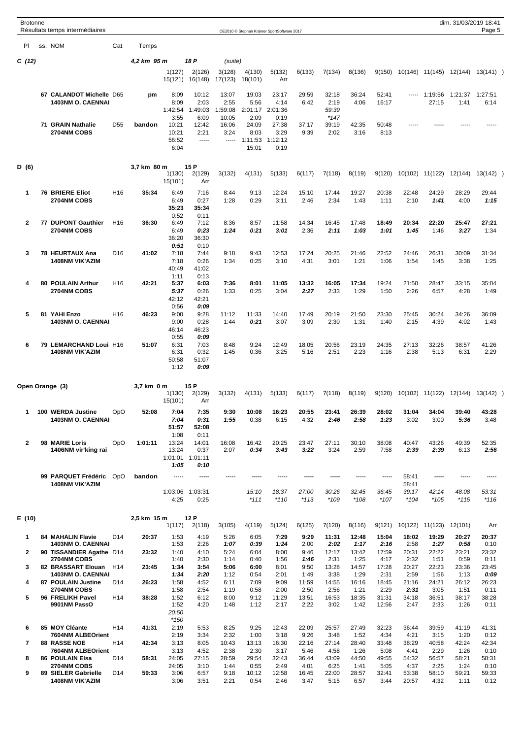# Brotonne

Résultats temps intermédiaires

## C (12) (suite)

4,2 km 95 m — 18 P

| Pl | ss. NOM | Cat | Temps | 1(127) 15(121) | 2(126) 16(148) | 3(128) 17(123) | 4(130) 18(101) | 5(132) Arr | 6(133) | 7(134) | 8(136) | 9(150) | 10(146) | 11(145) | 12(144) | 13(141) |
|---|---|---|---|---|---|---|---|---|---|---|---|---|---|---|---|---|
| | 67 CALANDOT Michelle 1403NM O. CAENNAI | D65 | pm | 8:09 / 8:09 / 1:42:54 / 3:55 | 10:12 / 2:03 / 1:49:03 / 6:09 | 13:07 / 2:55 / 1:59:08 / 10:05 | 19:03 / 5:56 / 2:01:17 / 2:09 | 23:17 / 4:14 / 2:01:36 / 0:19 | 29:59 / 6:42 | 32:18 / 2:19 / 59:39 / *147 | 36:24 / 4:06 | 52:41 / 16:17 | ----- | 1:19:56 / 27:15 | 1:21:37 / 1:41 | 1:27:51 / 6:14 |
| | 71 GRAIN Nathalie 2704NM COBS | D55 | bandon | 10:21 / 10:21 / 56:52 / 6:04 | 12:42 / 2:21 / ----- | 16:06 / 3:24 / ----- | 24:09 / 8:03 / 1:11:53 / 15:01 | 27:38 / 3:29 / 1:12:12 / 0:19 | 37:17 / 9:39 | 39:19 / 2:02 | 42:35 / 3:16 | 50:48 / 8:13 | ----- | ----- | ----- | ----- |

## D (6)

3,7 km 80 m — 15 P

| Pl | ss. NOM | Cat | Temps | 1(130) 15(101) | 2(129) Arr | 3(132) | 4(131) | 5(133) | 6(117) | 7(118) | 8(119) | 9(120) | 10(102) | 11(122) | 12(144) | 13(142) |
|---|---|---|---|---|---|---|---|---|---|---|---|---|---|---|---|---|
| 1 | 76 BRIERE Eliot 2704NM COBS | H16 | 35:34 | 6:49 / 6:49 / 35:23 / 0:52 | 7:16 / 0:27 / 35:34 / 0:11 | 8:44 / 1:28 | 9:13 / 0:29 | 12:24 / 3:11 | 15:10 / 2:46 | 17:44 / 2:34 | 19:27 / 1:43 | 20:38 / 1:11 | 22:48 / 2:10 | 24:29 / *1:41* | 28:29 / 4:00 | 29:44 / *1:15* |
| 2 | 77 DUPONT Gauthier 2704NM COBS | H16 | 36:30 | 6:49 / 6:49 / 36:20 / *0:51* | 7:12 / *0:23* / 36:30 / 0:10 | 8:36 / *1:24* | 8:57 / *0:21* | 11:58 / *3:01* | 14:34 / 2:36 | 16:45 / *2:11* | 17:48 / *1:03* | **18:49** / *1:01* | **20:34** / *1:45* | **22:20** / 1:46 | 25:47 / *3:27* | 27:21 / 1:34 |
| 3 | 78 HEURTAUX Ana 1408NM VIK'AZIM | D16 | 41:02 | 7:18 / 7:18 / 40:49 / 1:11 | 7:44 / 0:26 / 41:02 / 0:13 | 9:18 / 1:34 | 9:43 / 0:25 | 12:53 / 3:10 | 17:24 / 4:31 | 20:25 / 3:01 | 21:46 / 1:21 | 22:52 / 1:06 | 24:46 / 1:54 | 26:31 / 1:45 | 30:09 / 3:38 | 31:34 / 1:25 |
| 4 | 80 POULAIN Arthur 2704NM COBS | H16 | 42:21 | **5:37** / *5:37* / 42:12 / 0:56 | **6:03** / 0:26 / 42:21 / *0:09* | **7:36** / 1:33 | **8:01** / 0:25 | **11:05** / 3:04 | **13:32** / *2:27* | **16:05** / 2:33 | **17:34** / 1:29 | 19:24 / 1:50 | 21:50 / 2:26 | 28:47 / 6:57 | 33:15 / 4:28 | 35:04 / 1:49 |
| 5 | 81 YAHI Enzo 1403NM O. CAENNAI | H16 | 46:23 | 9:00 / 9:00 / 46:14 / 0:55 | 9:28 / 0:28 / 46:23 / *0:09* | 11:12 / 1:44 | 11:33 / *0:21* | 14:40 / 3:07 | 17:49 / 3:09 | 20:19 / 2:30 | 21:50 / 1:31 | 23:30 / 1:40 | 25:45 / 2:15 | 30:24 / 4:39 | 34:26 / 4:02 | 36:09 / 1:43 |
| 6 | 79 LEMARCHAND Loui 1408NM VIK'AZIM | H16 | 51:07 | 6:31 / 6:31 / 50:58 / 1:12 | 7:03 / 0:32 / 51:07 / *0:09* | 8:48 / 1:45 | 9:24 / 0:36 | 12:49 / 3:25 | 18:05 / 5:16 | 20:56 / 2:51 | 23:19 / 2:23 | 24:35 / 1:16 | 27:13 / 2:38 | 32:26 / 5:13 | 38:57 / 6:31 | 41:26 / 2:29 |

## Open Orange (3)

3,7 km 0 m — 15 P

| Pl | ss. NOM | Cat | Temps | 1(130) 15(101) | 2(129) Arr | 3(132) | 4(131) | 5(133) | 6(117) | 7(118) | 8(119) | 9(120) | 10(102) | 11(122) | 12(144) | 13(142) |
|---|---|---|---|---|---|---|---|---|---|---|---|---|---|---|---|---|
| 1 | 100 WERDA Justine 1403NM O. CAENNAI | OpO | 52:08 | **7:04** / *7:04* / **51:57** / 1:08 | **7:35** / *0:31* / **52:08** / 0:11 | **9:30** / *1:55* | **10:08** / 0:38 | **16:23** / 6:15 | **20:55** / 4:32 | **23:41** / *2:46* | **26:39** / *2:58* | **28:02** / *1:23* | **31:04** / 3:02 | **34:04** / 3:00 | **39:40** / *5:36* | **43:28** / 3:48 |
| 2 | 98 MARIE Loris 1406NM vir'king rai | OpO | 1:01:11 | 13:24 / 13:24 / 1:01:01 / *1:05* | 14:01 / 0:37 / 1:01:11 / *0:10* | 16:08 / 2:07 | 16:42 / *0:34* | 20:25 / *3:43* | 23:47 / *3:22* | 27:11 / 3:24 | 30:10 / 2:59 | 38:08 / 7:58 | 40:47 / *2:39* | 43:26 / *2:39* | 49:39 / 6:13 | 52:35 / *2:56* |
| | 99 PARQUET Frédéric 1408NM VIK'AZIM | OpO | bandon | ----- / 1:03:06 / 4:25 | ----- / 1:03:31 / 0:25 | ----- | ----- / 15:10 / *111 | ----- / 18:37 / *110 | ----- / 27:00 / *113 | ----- / 30:26 / *109 | ----- / 32:45 / *108 | ----- / 36:45 / *107 | 58:41 / 58:41 / 39:17 / *104 | ----- / 42:14 / *105 | ----- / 48:08 / *115 | ----- / 53:31 / *116 |

## E (10)

2,5 km 15 m — 12 P

| Pl | ss. NOM | Cat | Temps | 1(117) | 2(118) | 3(105) | 4(119) | 5(124) | 6(125) | 7(120) | 8(116) | 9(121) | 10(122) | 11(123) | 12(101) | Arr |
|---|---|---|---|---|---|---|---|---|---|---|---|---|---|---|---|---|
| 1 | 84 MAHALIN Flavie 1403NM O. CAENNAI | D14 | 20:37 | 1:53 / 1:53 | 4:19 / 2:26 | 5:26 / *1:07* | 6:05 / *0:39* | **7:29** / *1:24* | **9:29** / 2:00 | **11:31** / *2:02* | **12:48** / *1:17* | **15:04** / *2:16* | **18:02** / 2:58 | **19:29** / *1:27* | **20:27** / *0:58* | **20:37** / 0:10 |
| 2 | 90 TISSANDIER Agathe 2704NM COBS | D14 | 23:32 | 1:40 / 1:40 | 4:10 / 2:30 | 5:24 / 1:14 | 6:04 / 0:40 | 8:00 / 1:56 | 9:46 / *1:46* | 12:17 / 2:31 | 13:42 / 1:25 | 17:59 / 4:17 | 20:31 / 2:32 | 22:22 / 1:51 | 23:21 / 0:59 | 23:32 / 0:11 |
| 3 | 82 BRASSART Elouan 1403NM O. CAENNAI | H14 | 23:45 | **1:34** / *1:34* | **3:54** / *2:20* | **5:06** / 1:12 | **6:00** / 0:54 | 8:01 / 2:01 | 9:50 / 1:49 | 13:28 / 3:38 | 14:57 / 1:29 | 17:28 / 2:31 | 20:27 / 2:59 | 22:23 / 1:56 | 23:36 / 1:13 | 23:45 / *0:09* |
| 4 | 87 POULAIN Justine 2704NM COBS | D14 | 26:23 | 1:58 / 1:58 | 4:52 / 2:54 | 6:11 / 1:19 | 7:09 / 0:58 | 9:09 / 2:00 | 11:59 / 2:50 | 14:55 / 2:56 | 16:16 / 1:21 | 18:45 / 2:29 | 21:16 / *2:31* | 24:21 / 3:05 | 26:12 / 1:51 | 26:23 / 0:11 |
| 5 | 96 FRELIKH Pavel 9901NM PassO | H14 | 38:28 | 1:52 / 1:52 / 20:50 / *150 | 6:12 / 4:20 | 8:00 / 1:48 | 9:12 / 1:12 | 11:29 / 2:17 | 13:51 / 2:22 | 16:53 / 3:02 | 18:35 / 1:42 | 31:31 / 12:56 | 34:18 / 2:47 | 36:51 / 2:33 | 38:17 / 1:26 | 38:28 / 0:11 |
| 6 | 85 MOY Cléante 7604NM ALBEOrient | H14 | 41:31 | 2:19 / 2:19 | 5:53 / 3:34 | 8:25 / 2:32 | 9:25 / 1:00 | 12:43 / 3:18 | 22:09 / 9:26 | 25:57 / 3:48 | 27:49 / 1:52 | 32:23 / 4:34 | 36:44 / 4:21 | 39:59 / 3:15 | 41:19 / 1:20 | 41:31 / 0:12 |
| 7 | 88 RASSE NOE 7604NM ALBEOrient | H14 | 42:34 | 3:13 / 3:13 | 8:05 / 4:52 | 10:43 / 2:38 | 13:13 / 2:30 | 16:30 / 3:17 | 22:16 / 5:46 | 27:14 / 4:58 | 28:40 / 1:26 | 33:48 / 5:08 | 38:29 / 4:41 | 40:58 / 2:29 | 42:24 / 1:26 | 42:34 / 0:10 |
| 8 | 86 POULAIN Elsa 2704NM COBS | D14 | 58:31 | 24:05 / 24:05 | 27:15 / 3:10 | 28:59 / 1:44 | 29:54 / 0:55 | 32:43 / 2:49 | 36:44 / 4:01 | 43:09 / 6:25 | 44:50 / 1:41 | 49:55 / 5:05 | 54:32 / 4:37 | 56:57 / 2:25 | 58:21 / 1:24 | 58:31 / 0:10 |
| 9 | 89 SIELER Gabrielle 1408NM VIK'AZIM | D14 | 59:33 | 3:06 / 3:06 | 6:57 / 3:51 | 9:18 / 2:21 | 10:12 / 0:54 | 12:58 / 2:46 | 16:45 / 3:47 | 22:00 / 5:15 | 28:57 / 6:57 | 32:41 / 3:44 | 53:38 / 20:57 | 58:10 / 4:32 | 59:21 / 1:11 | 59:33 / 0:12 |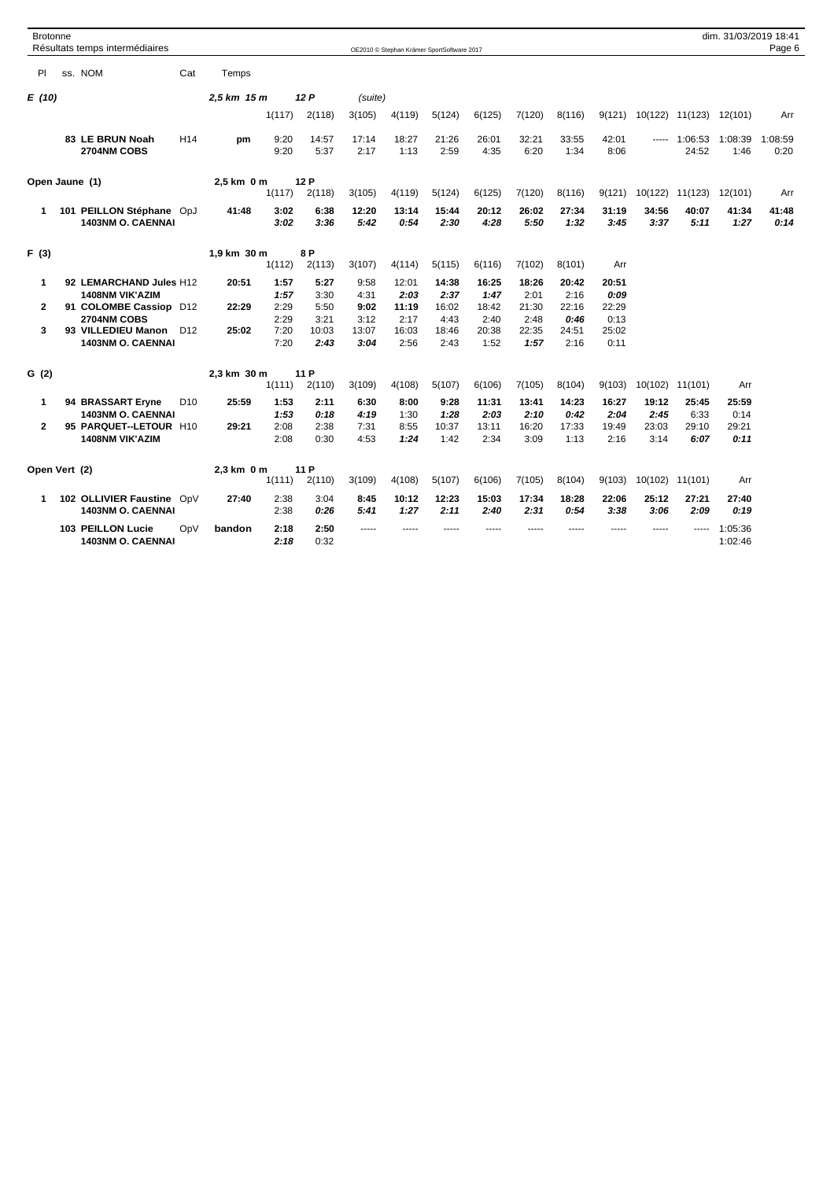Brotonne
Résultats temps intermédiaires

OE2010 © Stephan Krämer SportSoftware 2017

| Pl | ss. NOM | Cat | Temps | | | | | | | | | | | | | | |
|---|---|---|---|---|---|---|---|---|---|---|---|---|---|---|---|---|---|
| **E (10)** | | | **2,5 km 15 m** | | **12 P** | (suite) | | | | | | | | | | | |
| | | | | 1(117) | 2(118) | 3(105) | 4(119) | 5(124) | 6(125) | 7(120) | 8(116) | 9(121) | 10(122) | 11(123) | 12(101) | Arr | |
| | **83 LE BRUN Noah** | H14 | **pm** | 9:20 | 14:57 | 17:14 | 18:27 | 21:26 | 26:01 | 32:21 | 33:55 | 42:01 | ----- | 1:06:53 | 1:08:39 | 1:08:59 | |
| | **2704NM COBS** | | | 9:20 | 5:37 | 2:17 | 1:13 | 2:59 | 4:35 | 6:20 | 1:34 | 8:06 | | 24:52 | 1:46 | 0:20 | |
| **Open Jaune (1)** | | | **2,5 km 0 m** | | **12 P** | | | | | | | | | | | | |
| | | | | 1(117) | 2(118) | 3(105) | 4(119) | 5(124) | 6(125) | 7(120) | 8(116) | 9(121) | 10(122) | 11(123) | 12(101) | Arr | |
| **1** | **101 PEILLON Stéphane** | OpJ | **41:48** | **3:02** | **6:38** | **12:20** | **13:14** | **15:44** | **20:12** | **26:02** | **27:34** | **31:19** | **34:56** | **40:07** | **41:34** | **41:48** | |
| | **1403NM O. CAENNAI** | | | ***3:02*** | ***3:36*** | ***5:42*** | ***0:54*** | ***2:30*** | ***4:28*** | ***5:50*** | ***1:32*** | ***3:45*** | ***3:37*** | ***5:11*** | ***1:27*** | ***0:14*** | |
| **F (3)** | | | **1,9 km 30 m** | | **8 P** | | | | | | | | | | | | |
| | | | | 1(112) | 2(113) | 3(107) | 4(114) | 5(115) | 6(116) | 7(102) | 8(101) | Arr | | | | | |
| **1** | **92 LEMARCHAND Jules** | H12 | **20:51** | **1:57** | **5:27** | 9:58 | 12:01 | **14:38** | **16:25** | **18:26** | **20:42** | **20:51** | | | | | |
| | **1408NM VIK'AZIM** | | | ***1:57*** | 3:30 | 4:31 | ***2:03*** | ***2:37*** | ***1:47*** | 2:01 | 2:16 | ***0:09*** | | | | | |
| **2** | **91 COLOMBE Cassiop** | D12 | **22:29** | 2:29 | 5:50 | **9:02** | **11:19** | 16:02 | 18:42 | 21:30 | 22:16 | 22:29 | | | | | |
| | **2704NM COBS** | | | 2:29 | 3:21 | 3:12 | 2:17 | 4:43 | 2:40 | 2:48 | ***0:46*** | 0:13 | | | | | |
| **3** | **93 VILLEDIEU Manon** | D12 | **25:02** | 7:20 | 10:03 | 13:07 | 16:03 | 18:46 | 20:38 | 22:35 | 24:51 | 25:02 | | | | | |
| | **1403NM O. CAENNAI** | | | 7:20 | ***2:43*** | ***3:04*** | 2:56 | 2:43 | 1:52 | ***1:57*** | 2:16 | 0:11 | | | | | |
| **G (2)** | | | **2,3 km 30 m** | | **11 P** | | | | | | | | | | | | |
| | | | | 1(111) | 2(110) | 3(109) | 4(108) | 5(107) | 6(106) | 7(105) | 8(104) | 9(103) | 10(102) | 11(101) | Arr | | |
| **1** | **94 BRASSART Eryne** | D10 | **25:59** | **1:53** | **2:11** | **6:30** | **8:00** | **9:28** | **11:31** | **13:41** | **14:23** | **16:27** | **19:12** | **25:45** | **25:59** | | |
| | **1403NM O. CAENNAI** | | | ***1:53*** | ***0:18*** | ***4:19*** | 1:30 | ***1:28*** | ***2:03*** | ***2:10*** | ***0:42*** | ***2:04*** | ***2:45*** | 6:33 | 0:14 | | |
| **2** | **95 PARQUET--LETOUR** | H10 | **29:21** | 2:08 | 2:38 | 7:31 | 8:55 | 10:37 | 13:11 | 16:20 | 17:33 | 19:49 | 23:03 | 29:10 | 29:21 | | |
| | **1408NM VIK'AZIM** | | | 2:08 | 0:30 | 4:53 | ***1:24*** | 1:42 | 2:34 | 3:09 | 1:13 | 2:16 | 3:14 | ***6:07*** | ***0:11*** | | |
| **Open Vert (2)** | | | **2,3 km 0 m** | | **11 P** | | | | | | | | | | | | |
| | | | | 1(111) | 2(110) | 3(109) | 4(108) | 5(107) | 6(106) | 7(105) | 8(104) | 9(103) | 10(102) | 11(101) | Arr | | |
| **1** | **102 OLLIVIER Faustine** | OpV | **27:40** | 2:38 | 3:04 | **8:45** | **10:12** | **12:23** | **15:03** | **17:34** | **18:28** | **22:06** | **25:12** | **27:21** | **27:40** | | |
| | **1403NM O. CAENNAI** | | | 2:38 | ***0:26*** | ***5:41*** | ***1:27*** | ***2:11*** | ***2:40*** | ***2:31*** | ***0:54*** | ***3:38*** | ***3:06*** | ***2:09*** | ***0:19*** | | |
| | **103 PEILLON Lucie** | OpV | **bandon** | **2:18** | **2:50** | ----- | ----- | ----- | ----- | ----- | ----- | ----- | ----- | ----- | 1:05:36 | | |
| | **1403NM O. CAENNAI** | | | ***2:18*** | 0:32 | | | | | | | | | | 1:02:46 | | |